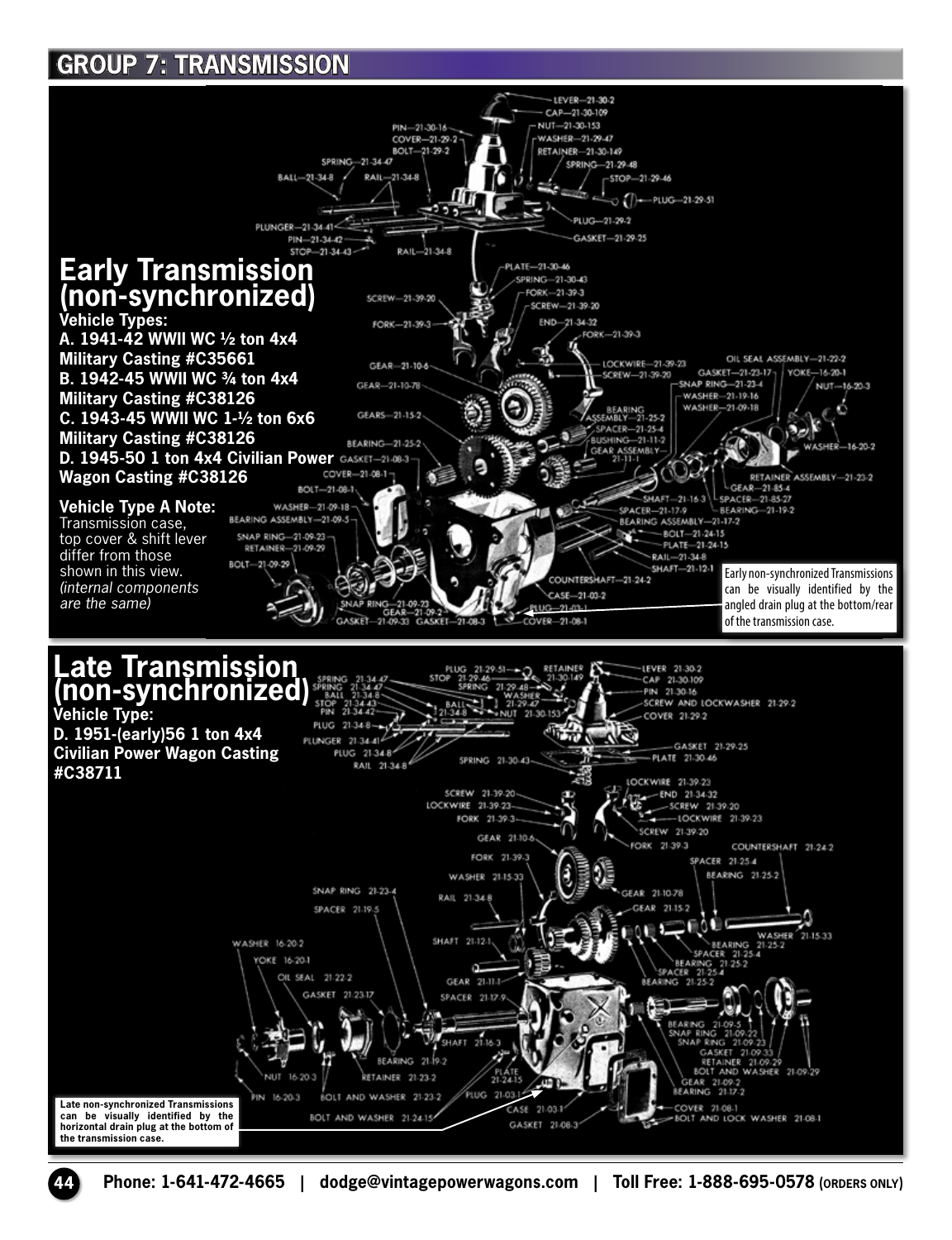## GROUP 7: TRANSMISSION

# Early Transmission (non-synchronized)

**Vehicle Types:**

**A. 1941-42 WWII WC ½ ton 4x4 Military Casting #C35661**

**B. 1942-45 WWII WC ¾ ton 4x4 Military Casting #C38126**

**C. 1943-45 WWII WC 1-½ ton 6x6 Military Casting #C38126**

**D. 1945-50 1 ton 4x4 Civilian Power Wagon Casting #C38126**

**Vehicle Type A Note:**
Transmission case, top cover & shift lever differ from those shown in this view.
*(internal components are the same)*

Early non-synchronized Transmissions can be visually identified by the angled drain plug at the bottom/rear of the transmission case.

# Late Transmission (non-synchronized)

**Vehicle Type:**

**D. 1951-(early)56 1 ton 4x4 Civilian Power Wagon Casting #C38711**

**Late non-synchronized Transmissions can be visually identified by the horizontal drain plug at the bottom of the transmission case.**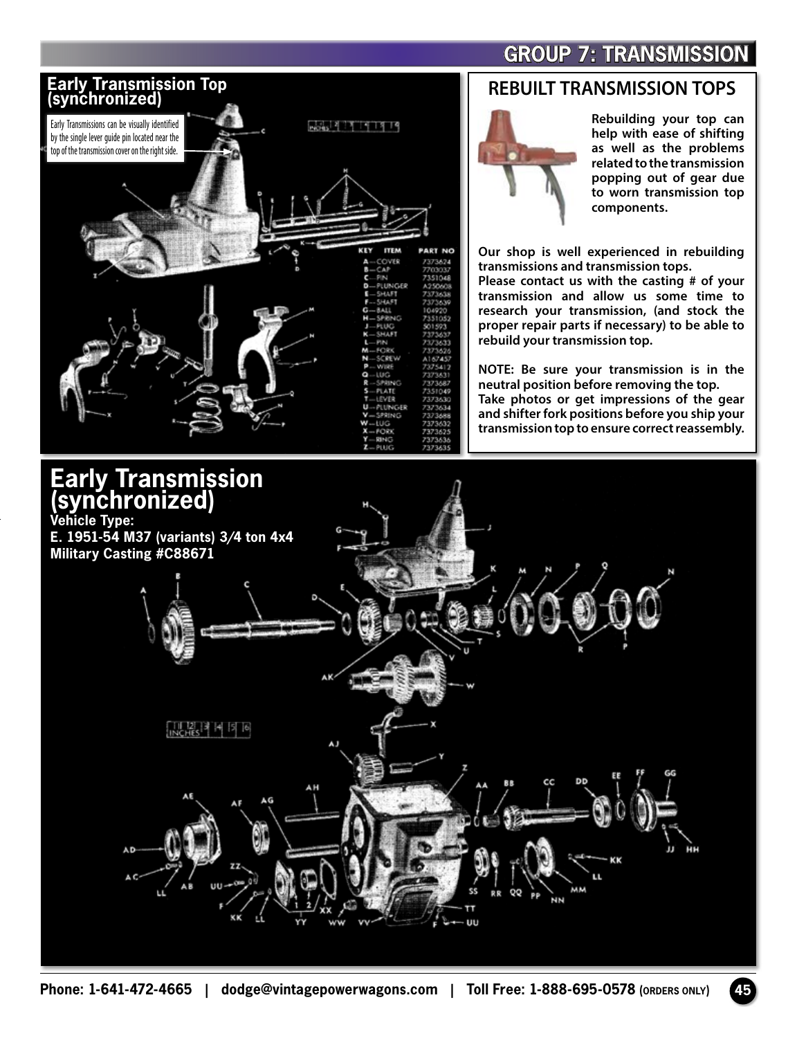## Early Transmission Top (synchronized)

Early Transmissions can be visually identified by the single lever guide pin located near the top of the transmission cover on the right side.

| KEY | ITEM | PART NO |
|---|---|---|
| A | COVER | 7373624 |
| B | CAP | 7703037 |
| C | PIN | 7351048 |
| D | PLUNGER | A250608 |
| E | SHAFT | 7373638 |
| F | SHAFT | 7373639 |
| G | BALL | 104920 |
| H | SPRING | 7351052 |
| J | PLUG | 501593 |
| K | SHAFT | 7373637 |
| L | PIN | 7373633 |
| M | FORK | 7373626 |
| N | SCREW | A167457 |
| P | WIRE | 7375412 |
| Q | LUG | 7373631 |
| R | SPRING | 7373687 |
| S | PLATE | 7351049 |
| T | LEVER | 7373630 |
| U | PLUNGER | 7373634 |
| V | SPRING | 7373688 |
| W | LUG | 7373632 |
| X | FORK | 7373625 |
| Y | RING | 7373636 |
| Z | PLUG | 7373635 |

## REBUILT TRANSMISSION TOPS

**Rebuilding your top can help with ease of shifting as well as the problems related to the transmission popping out of gear due to worn transmission top components.**

**Our shop is well experienced in rebuilding transmissions and transmission tops.**
**Please contact us with the casting # of your transmission and allow us some time to research your transmission, (and stock the proper repair parts if necessary) to be able to rebuild your transmission top.**

**NOTE: Be sure your transmission is in the neutral position before removing the top.**
**Take photos or get impressions of the gear and shifter fork positions before you ship your transmission top to ensure correct reassembly.**

## Early Transmission (synchronized)

**Vehicle Type:**
**E. 1951-54 M37 (variants) 3/4 ton 4x4**
**Military Casting #C88671**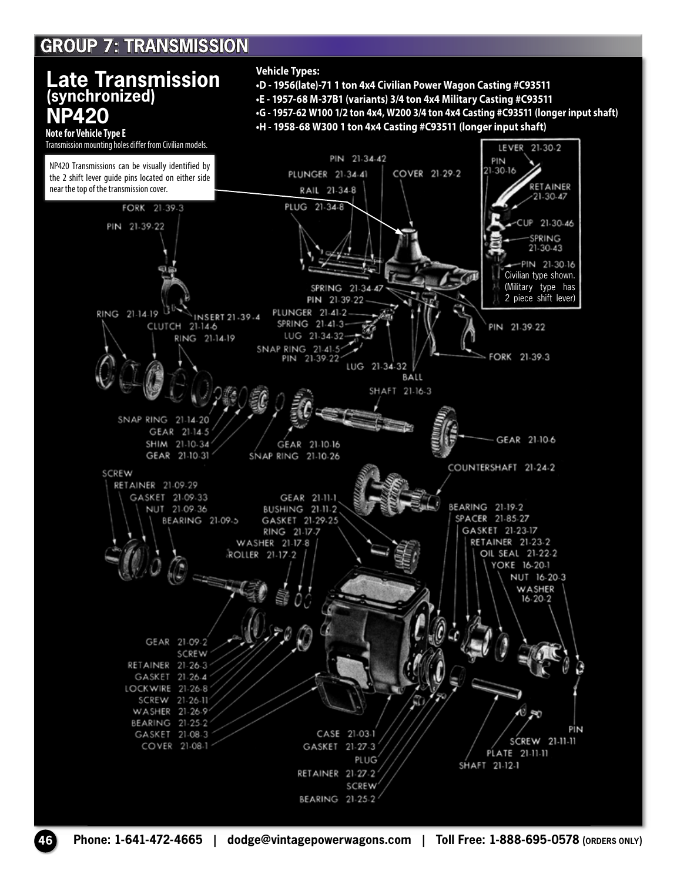# GROUP 7: TRANSMISSION

## Late Transmission (synchronized) NP420

**Note for Vehicle Type E**
Transmission mounting holes differ from Civilian models.

**Vehicle Types:**
- **D - 1956(late)-71 1 ton 4x4 Civilian Power Wagon Casting #C93511**
- **E - 1957-68 M-37B1 (variants) 3/4 ton 4x4 Military Casting #C93511**
- **G - 1957-62 W100 1/2 ton 4x4, W200 3/4 ton 4x4 Casting #C93511 (longer input shaft)**
- **H - 1958-68 W300 1 ton 4x4 Casting #C93511 (longer input shaft)**

NP420 Transmissions can be visually identified by the 2 shift lever guide pins located on either side near the top of the transmission cover.

Civilian type shown. (Military type has 2 piece shift lever)

LEVER 21-30-2
PIN 21-30-16
RETAINER 21-30-47
CUP 21-30-46
SPRING 21-30-43
PIN 21-30-16
PIN 21-34-42
PLUNGER 21-34-41
COVER 21-29-2
RAIL 21-34-8
PLUG 21-34-8
FORK 21-39-3
PIN 21-39-22
SPRING 21-34-47
PIN 21-39-22
RING 21-14-19
INSERT 21-39-4
CLUTCH 21-14-6
RING 21-14-19
PLUNGER 21-41-2
SPRING 21-41-3
LUG 21-34-32
SNAP RING 21-41-5
PIN 21-39-22
LUG 21-34-32
PIN 21-39-22
FORK 21-39-3
BALL
SHAFT 21-16-3
SNAP RING 21-14-20
GEAR 21-14-5
SHIM 21-10-34
GEAR 21-10-31
GEAR 21-10-16
SNAP RING 21-10-26
GEAR 21-10-6
COUNTERSHAFT 21-24-2
SCREW
RETAINER 21-09-29
GASKET 21-09-33
NUT 21-09-36
BEARING 21-09-5
GEAR 21-11-1
BUSHING 21-11-2
GASKET 21-29-25
RING 21-17-7
WASHER 21-17-8
ROLLER 21-17-2
BEARING 21-19-2
SPACER 21-85-27
GASKET 21-23-17
RETAINER 21-23-2
OIL SEAL 21-22-2
YOKE 16-20-1
NUT 16-20-3
WASHER 16-20-2
GEAR 21-09-2
SCREW
RETAINER 21-26-3
GASKET 21-26-4
LOCKWIRE 21-26-8
SCREW 21-26-11
WASHER 21-26-9
BEARING 21-25-2
GASKET 21-08-3
COVER 21-08-1
CASE 21-03-1
GASKET 21-27-3
PLUG
RETAINER 21-27-2
SCREW
BEARING 21-25-2
PIN
SCREW 21-11-11
PLATE 21-11-11
SHAFT 21-12-1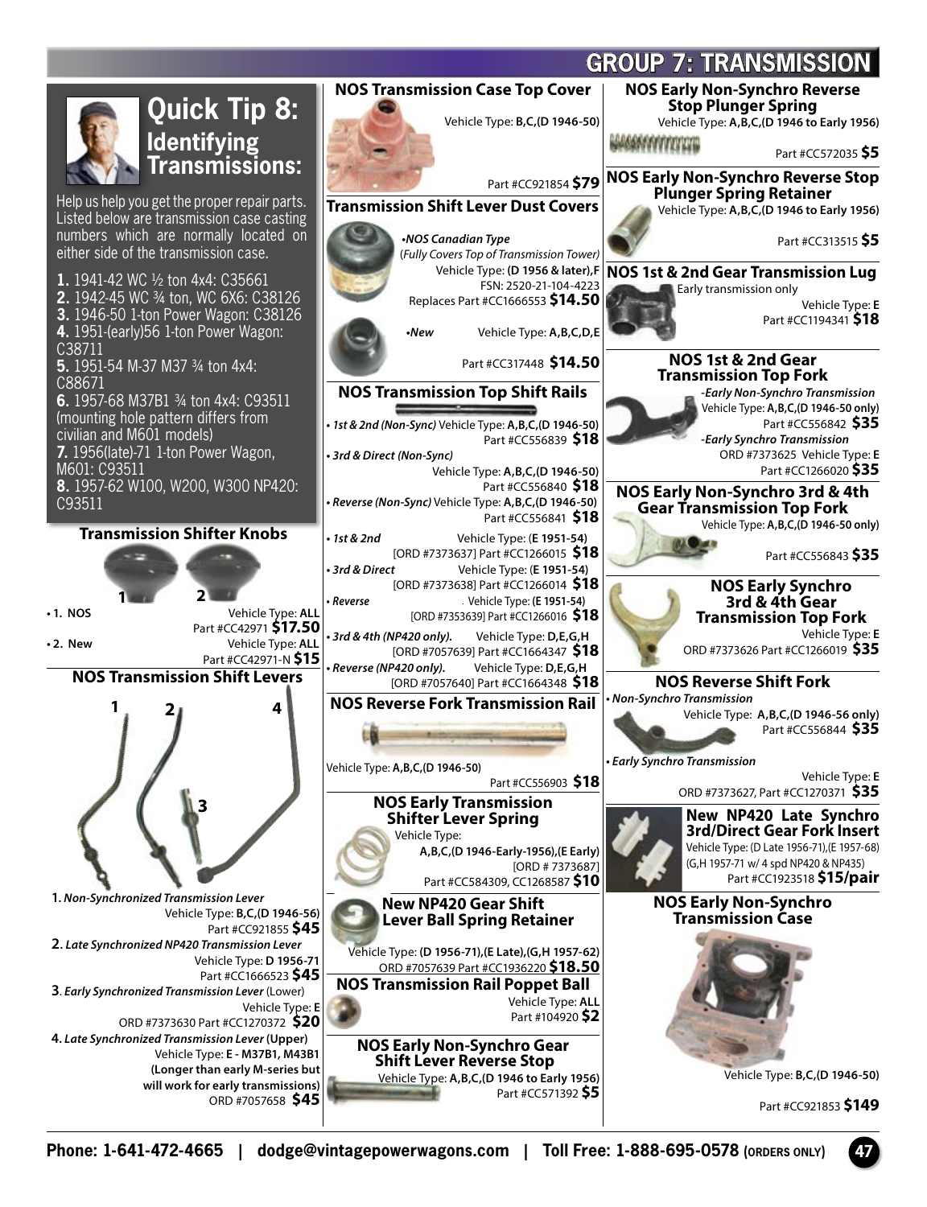# GROUP 7: TRANSMISSION

## Quick Tip 8: Identifying Transmissions:

Help us help you get the proper repair parts. Listed below are transmission case casting numbers which are normally located on either side of the transmission case.

1. 1941-42 WC ½ ton 4x4: C35661
2. 1942-45 WC ¾ ton, WC 6X6: C38126
3. 1946-50 1-ton Power Wagon: C38126
4. 1951-(early)56 1-ton Power Wagon: C38711
5. 1951-54 M-37 M37 ¾ ton 4x4: C88671
6. 1957-68 M37B1 ¾ ton 4x4: C93511 (mounting hole pattern differs from civilian and M601 models)
7. 1956(late)-71 1-ton Power Wagon, M601: C93511
8. 1957-62 W100, W200, W300 NP420: C93511

### Transmission Shifter Knobs

- **1. NOS** Vehicle Type: **ALL** Part #CC42971 **$17.50**
- **2. New** Vehicle Type: **ALL** Part #CC42971-N **$15**

### NOS Transmission Shift Levers

**1.** *Non-Synchronized Transmission Lever* Vehicle Type: **B,C,(D 1946-56)** Part #CC921855 **$45**

**2.** *Late Synchronized NP420 Transmission Lever* Vehicle Type: **D 1956-71** Part #CC1666523 **$45**

**3.** *Early Synchronized Transmission Lever* (Lower) Vehicle Type: **E** ORD #7373630 Part #CC1270372 **$20**

**4.** *Late Synchronized Transmission Lever* (Upper) Vehicle Type: **E - M37B1, M43B1 (Longer than early M-series but will work for early transmissions)** ORD #7057658 **$45**

### NOS Transmission Case Top Cover

Vehicle Type: **B,C,(D 1946-50)**
Part #CC921854 **$79**

### Transmission Shift Lever Dust Covers

- ***NOS Canadian Type*** (*Fully Covers Top of Transmission Tower*) Vehicle Type: **(D 1956 & later),F** FSN: 2520-21-104-4223 Replaces Part #CC1666553 **$14.50**
- ***New*** Vehicle Type: **A,B,C,D,E** Part #CC317448 **$14.50**

### NOS Transmission Top Shift Rails

- *1st & 2nd (Non-Sync)* Vehicle Type: **A,B,C,(D 1946-50)** Part #CC556839 **$18**
- *3rd & Direct (Non-Sync)* Vehicle Type: **A,B,C,(D 1946-50)** Part #CC556840 **$18**
- *Reverse (Non-Sync)* Vehicle Type: **A,B,C,(D 1946-50)** Part #CC556841 **$18**
- *1st & 2nd* Vehicle Type: **(E 1951-54)** [ORD #7373637] Part #CC1266015 **$18**
- *3rd & Direct* Vehicle Type: **(E 1951-54)** [ORD #7373638] Part #CC1266014 **$18**
- *Reverse* Vehicle Type: **(E 1951-54)** [ORD #7353639] Part #CC1266016 **$18**
- *3rd & 4th (NP420 only).* Vehicle Type: **D,E,G,H** [ORD #7057639] Part #CC1664347 **$18**
- *Reverse (NP420 only).* Vehicle Type: **D,E,G,H** [ORD #7057640] Part #CC1664348 **$18**

### NOS Reverse Fork Transmission Rail

Vehicle Type: **A,B,C,(D 1946-50)**
Part #CC556903 **$18**

### NOS Early Transmission Shifter Lever Spring

Vehicle Type: **A,B,C,(D 1946-Early-1956),(E Early)** [ORD # 7373687]
Part #CC584309, CC1268587 **$10**

### New NP420 Gear Shift Lever Ball Spring Retainer

Vehicle Type: **(D 1956-71),(E Late),(G,H 1957-62)**
ORD #7057639 Part #CC1936220 **$18.50**

### NOS Transmission Rail Poppet Ball

Vehicle Type: **ALL**
Part #104920 **$2**

### NOS Early Non-Synchro Gear Shift Lever Reverse Stop

Vehicle Type: **A,B,C,(D 1946 to Early 1956)**
Part #CC571392 **$5**

### NOS Early Non-Synchro Reverse Stop Plunger Spring

Vehicle Type: **A,B,C,(D 1946 to Early 1956)**
Part #CC572035 **$5**

### NOS Early Non-Synchro Reverse Stop Plunger Spring Retainer

Vehicle Type: **A,B,C,(D 1946 to Early 1956)**
Part #CC313515 **$5**

### NOS 1st & 2nd Gear Transmission Lug

Early transmission only
Vehicle Type: **E**
Part #CC1194341 **$18**

### NOS 1st & 2nd Gear Transmission Top Fork

- ***-Early Non-Synchro Transmission*** Vehicle Type: **A,B,C,(D 1946-50 only)** Part #CC556842 **$35**
- ***-Early Synchro Transmission*** ORD #7373625 Vehicle Type: **E** Part #CC1266020 **$35**

### NOS Early Non-Synchro 3rd & 4th Gear Transmission Top Fork

Vehicle Type: **A,B,C,(D 1946-50 only)**
Part #CC556843 **$35**

### NOS Early Synchro 3rd & 4th Gear Transmission Top Fork

Vehicle Type: **E**
ORD #7373626 Part #CC1266019 **$35**

### NOS Reverse Shift Fork

- ***Non-Synchro Transmission*** Vehicle Type: **A,B,C,(D 1946-56 only)** Part #CC556844 **$35**
- ***Early Synchro Transmission*** Vehicle Type: **E** ORD #7373627, Part #CC1270371 **$35**

### New NP420 Late Synchro 3rd/Direct Gear Fork Insert

Vehicle Type: (D Late 1956-71),(E 1957-68) (G,H 1957-71 w/ 4 spd NP420 & NP435)
Part #CC1923518 **$15/pair**

### NOS Early Non-Synchro Transmission Case

Vehicle Type: **B,C,(D 1946-50)**
Part #CC921853 **$149**

**Phone: 1-641-472-4665 | dodge@vintagepowerwagons.com | Toll Free: 1-888-695-0578 (ORDERS ONLY)**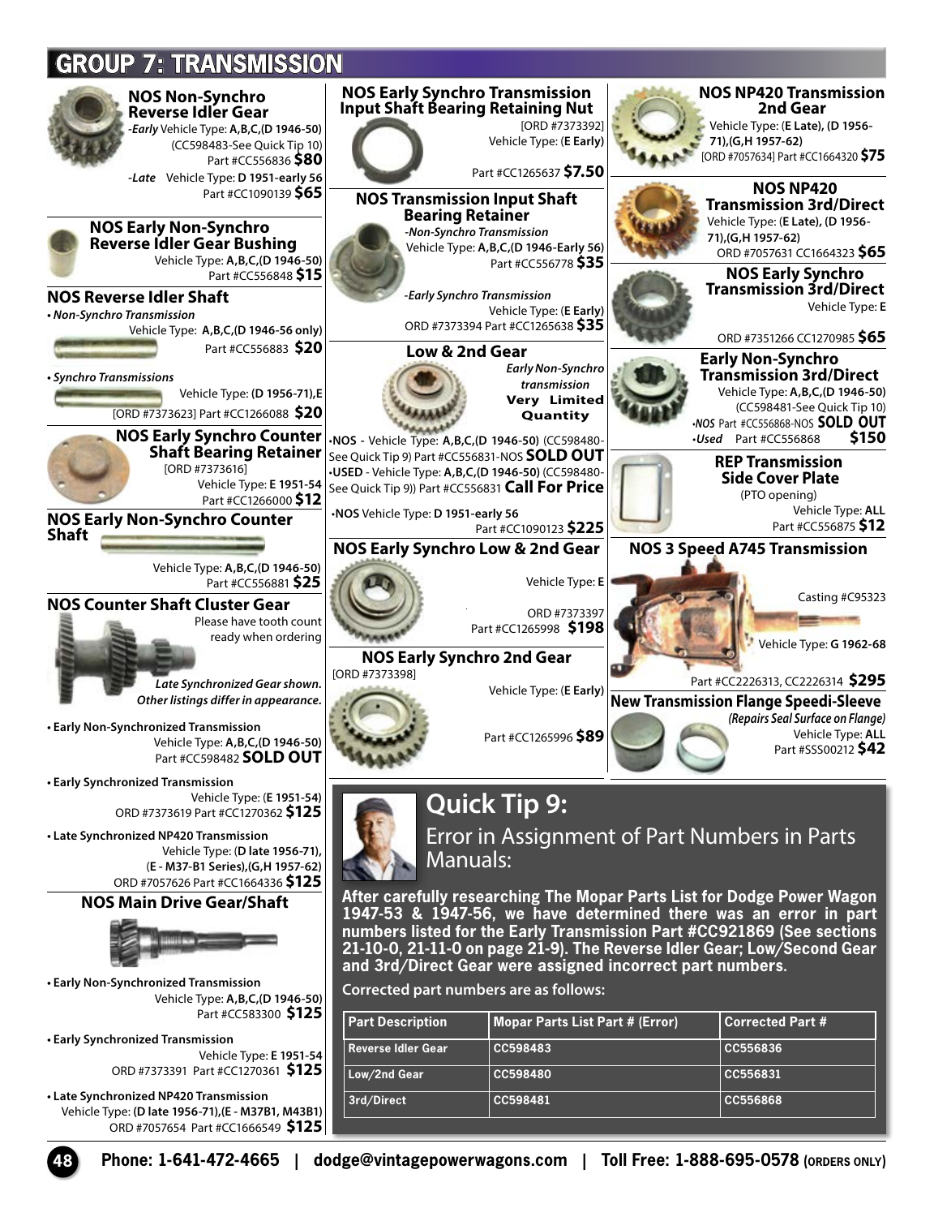# GROUP 7: TRANSMISSION

### NOS Non-Synchro Reverse Idler Gear

*-Early* Vehicle Type: **A,B,C,(D 1946-50)** (CC598483-See Quick Tip 10) Part #CC556836 **$80**

*-Late* Vehicle Type: **D 1951-early 56** Part #CC1090139 **$65**

### NOS Early Non-Synchro Reverse Idler Gear Bushing

Vehicle Type: **A,B,C,(D 1946-50)** Part #CC556848 **$15**

### NOS Reverse Idler Shaft

- *Non-Synchro Transmission*

Vehicle Type: **A,B,C,(D 1946-56 only)** Part #CC556883 **$20**

- *Synchro Transmissions*

Vehicle Type: **(D 1956-71),E** [ORD #7373623] Part #CC1266088 **$20**

### NOS Early Synchro Counter Shaft Bearing Retainer

[ORD #7373616] Vehicle Type: **E 1951-54** Part #CC1266000 **$12**

### NOS Early Non-Synchro Counter Shaft

Vehicle Type: **A,B,C,(D 1946-50)** Part #CC556881 **$25**

### NOS Counter Shaft Cluster Gear

Please have tooth count ready when ordering

*Late Synchronized Gear shown. Other listings differ in appearance.*

- **Early Non-Synchronized Transmission**

Vehicle Type: **A,B,C,(D 1946-50)** Part #CC598482 **SOLD OUT**

- **Early Synchronized Transmission**

Vehicle Type: **(E 1951-54)** ORD #7373619 Part #CC1270362 **$125**

- **Late Synchronized NP420 Transmission**

Vehicle Type: **(D late 1956-71), (E - M37-B1 Series),(G,H 1957-62)** ORD #7057626 Part #CC1664336 **$125**

### NOS Main Drive Gear/Shaft

- **Early Non-Synchronized Transmission**

Vehicle Type: **A,B,C,(D 1946-50)** Part #CC583300 **$125**

- **Early Synchronized Transmission**

Vehicle Type: **E 1951-54** ORD #7373391 Part #CC1270361 **$125**

- **Late Synchronized NP420 Transmission**

Vehicle Type: **(D late 1956-71),(E - M37B1, M43B1)** ORD #7057654 Part #CC1666549 **$125**

### NOS Early Synchro Transmission Input Shaft Bearing Retaining Nut

[ORD #7373392] Vehicle Type: **(E Early)** Part #CC1265637 **$7.50**

### NOS Transmission Input Shaft Bearing Retainer

*-Non-Synchro Transmission*

Vehicle Type: **A,B,C,(D 1946-Early 56)** Part #CC556778 **$35**

*-Early Synchro Transmission*

Vehicle Type: **(E Early)** ORD #7373394 Part #CC1265638 **$35**

### Low & 2nd Gear

*Early Non-Synchro transmission* **Very Limited Quantity**

- **NOS** - Vehicle Type: **A,B,C,(D 1946-50)** (CC598480-See Quick Tip 9) Part #CC556831-NOS **SOLD OUT**
- **USED** - Vehicle Type: **A,B,C,(D 1946-50)** (CC598480-See Quick Tip 9)) Part #CC556831 **Call For Price**
- **NOS** Vehicle Type: **D 1951-early 56** Part #CC1090123 **$225**

### NOS Early Synchro Low & 2nd Gear

Vehicle Type: **E**

ORD #7373397 Part #CC1265998 **$198**

### NOS Early Synchro 2nd Gear

[ORD #7373398] Vehicle Type: **(E Early)** Part #CC1265996 **$89**

### NOS NP420 Transmission 2nd Gear

Vehicle Type: **(E Late), (D 1956-71),(G,H 1957-62)** [ORD #7057634] Part #CC1664320 **$75**

### NOS NP420 Transmission 3rd/Direct

Vehicle Type: **(E Late), (D 1956-71),(G,H 1957-62)** ORD #7057631 CC1664323 **$65**

### NOS Early Synchro Transmission 3rd/Direct

Vehicle Type: **E**

ORD #7351266 CC1270985 **$65**

### Early Non-Synchro Transmission 3rd/Direct

Vehicle Type: **A,B,C,(D 1946-50)** (CC598481-See Quick Tip 10)

- *NOS* Part #CC556868-NOS **SOLD OUT**
- *Used* Part #CC556868 **$150**

### REP Transmission Side Cover Plate

(PTO opening) Vehicle Type: **ALL** Part #CC556875 **$12**

### NOS 3 Speed A745 Transmission

Casting #C95323

Vehicle Type: **G 1962-68**

Part #CC2226313, CC2226314 **$295**

### New Transmission Flange Speedi-Sleeve

*(Repairs Seal Surface on Flange)* Vehicle Type: **ALL** Part #SSS00212 **$42**

## Quick Tip 9:

Error in Assignment of Part Numbers in Parts Manuals:

**After carefully researching The Mopar Parts List for Dodge Power Wagon 1947-53 & 1947-56, we have determined there was an error in part numbers listed for the Early Transmission Part #CC921869 (See sections 21-10-0, 21-11-0 on page 21-9). The Reverse Idler Gear; Low/Second Gear and 3rd/Direct Gear were assigned incorrect part numbers.**

**Corrected part numbers are as follows:**

| Part Description | Mopar Parts List Part # (Error) | Corrected Part # |
|---|---|---|
| Reverse Idler Gear | CC598483 | CC556836 |
| Low/2nd Gear | CC598480 | CC556831 |
| 3rd/Direct | CC598481 | CC556868 |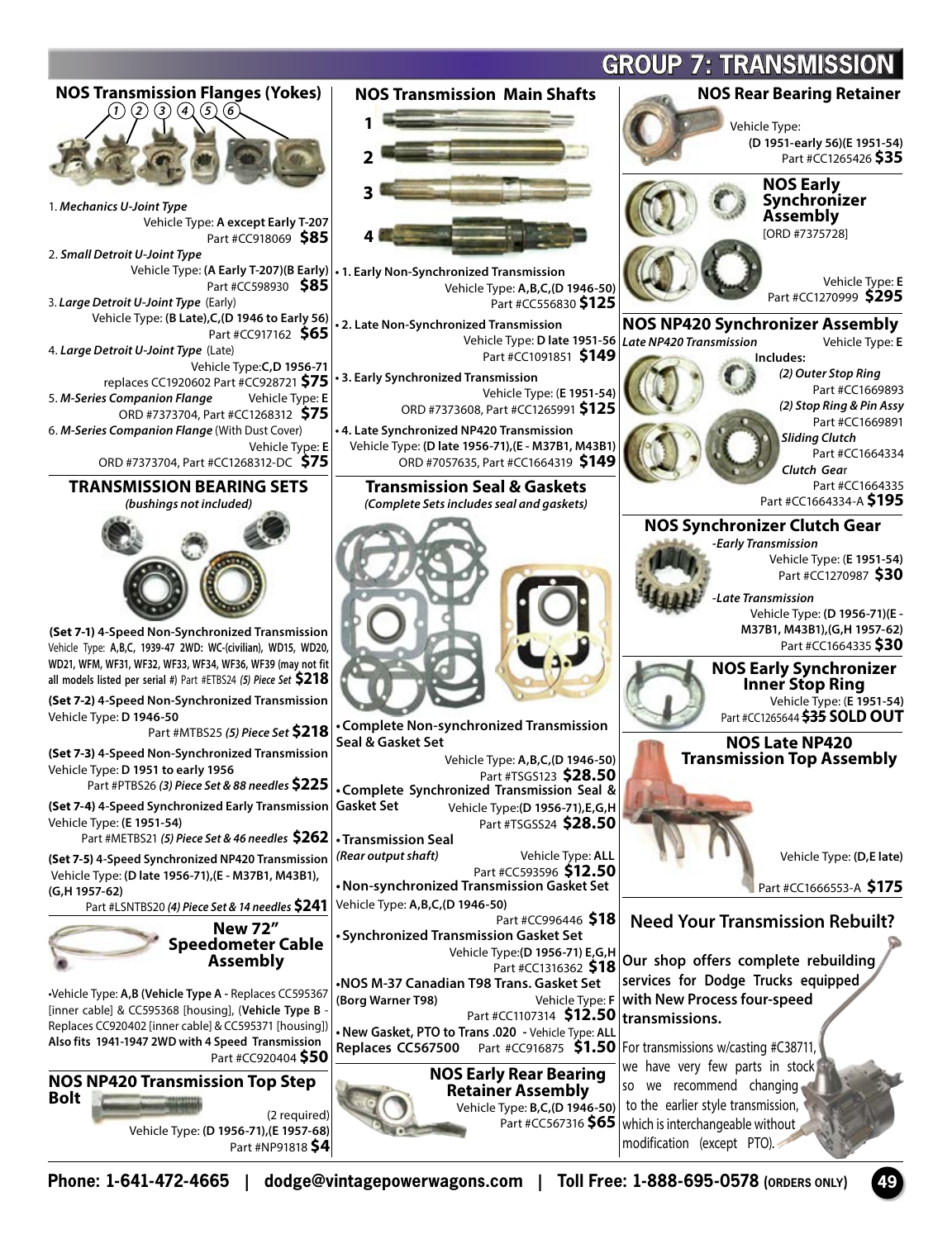# GROUP 7: TRANSMISSION

## NOS Transmission Flanges (Yokes)

1 2 3 4 5 6

1. ***Mechanics U-Joint Type***
Vehicle Type: **A except Early T-207**
Part #CC918069 **$85**

2. ***Small Detroit U-Joint Type***
Vehicle Type: **(A Early T-207)(B Early)**
Part #CC598930 **$85**

3. ***Large Detroit U-Joint Type*** (Early)
Vehicle Type: **(B Late),C,(D 1946 to Early 56)**
Part #CC917162 **$65**

4. ***Large Detroit U-Joint Type*** (Late)
Vehicle Type:**C,D 1956-71**
replaces CC1920602 Part #CC928721 **$75**

5. ***M-Series Companion Flange*** Vehicle Type: **E**
ORD #7373704, Part #CC1268312 **$75**

6. ***M-Series Companion Flange*** (With Dust Cover)
Vehicle Type: **E**
ORD #7373704, Part #CC1268312-DC **$75**

## TRANSMISSION BEARING SETS

***(bushings not included)***

**(Set 7-1)** **4-Speed Non-Synchronized Transmission**
Vehicle Type: **A,B,C, 1939-47 2WD: WC-(civilian), WD15, WD20, WD21, WFM, WF31, WF32, WF33, WF34, WF36, WF39 (may not fit all models listed per serial #)** Part #ETBS24 *(5) Piece Set* **$218**

**(Set 7-2)** **4-Speed Non-Synchronized Transmission**
Vehicle Type: **D 1946-50**
Part #MTBS25 *(5) Piece Set* **$218**

**(Set 7-3)** **4-Speed Non-Synchronized Transmission**
Vehicle Type: **D 1951 to early 1956**
Part #PTBS26 *(3) Piece Set & 88 needles* **$225**

**(Set 7-4)** **4-Speed Synchronized Early Transmission**
Vehicle Type: **(E 1951-54)**
Part #METBS21 *(5) Piece Set & 46 needles* **$262**

**(Set 7-5)** **4-Speed Synchronized NP420 Transmission**
Vehicle Type: **(D late 1956-71),(E - M37B1, M43B1), (G,H 1957-62)**
Part #LSNTBS20 *(4) Piece Set & 14 needles* **$241**

## New 72" Speedometer Cable Assembly

•Vehicle Type: **A,B (Vehicle Type A** - Replaces CC595367 [inner cable] & CC595368 [housing], (**Vehicle Type B** - Replaces CC920402 [inner cable] & CC595371 [housing]) **Also fits 1941-1947 2WD with 4 Speed Transmission**
Part #CC920404 **$50**

## NOS NP420 Transmission Top Step Bolt

(2 required)
Vehicle Type: **(D 1956-71),(E 1957-68)**
Part #NP91818 **$4**

## NOS Transmission Main Shafts

1
2
3
4

• **1. Early Non-Synchronized Transmission**
Vehicle Type: **A,B,C,(D 1946-50)**
Part #CC556830 **$125**

• **2. Late Non-Synchronized Transmission**
Vehicle Type: **D late 1951-56**
Part #CC1091851 **$149**

• **3. Early Synchronized Transmission**
Vehicle Type: (**E 1951-54)**
ORD #7373608, Part #CC1265991 **$125**

• **4. Late Synchronized NP420 Transmission**
Vehicle Type: **(D late 1956-71),(E - M37B1, M43B1)**
ORD #7057635, Part #CC1664319 **$149**

## Transmission Seal & Gaskets

***(Complete Sets includes seal and gaskets)***

• **Complete Non-synchronized Transmission Seal & Gasket Set**
Vehicle Type: **A,B,C,(D 1946-50)**
Part #TSGS123 **$28.50**

• **Complete Synchronized Transmission Seal & Gasket Set**
Vehicle Type:**(D 1956-71),E,G,H**
Part #TSGSS24 **$28.50**

• **Transmission Seal**
***(Rear output shaft)*** Vehicle Type: **ALL**
Part #CC593596 **$12.50**

• **Non-synchronized Transmission Gasket Set**
Vehicle Type: **A,B,C,(D 1946-50)**
Part #CC996446 **$18**

• **Synchronized Transmission Gasket Set**
Vehicle Type:**(D 1956-71) E,G,H**
Part #CC1316362 **$18**

•**NOS M-37 Canadian T98 Trans. Gasket Set**
**(Borg Warner T98)** Vehicle Type: **F**
Part #CC1107314 **$12.50**

• **New Gasket, PTO to Trans .020** - Vehicle Type: **ALL**
**Replaces CC567500** Part #CC916875 **$1.50**

## NOS Early Rear Bearing Retainer Assembly

Vehicle Type: **B,C,(D 1946-50)**
Part #CC567316 **$65**

## NOS Rear Bearing Retainer

Vehicle Type:
**(D 1951-early 56)(E 1951-54)**
Part #CC1265426 **$35**

## NOS Early Synchronizer Assembly

[ORD #7375728]

Vehicle Type: **E**
Part #CC1270999 **$295**

## NOS NP420 Synchronizer Assembly

***Late NP420 Transmission*** Vehicle Type: **E**

**Includes:**
***(2) Outer Stop Ring***
Part #CC1669893
***(2) Stop Ring & Pin Assy***
Part #CC1669891
***Sliding Clutch***
Part #CC1664334
***Clutch Gear***
Part #CC1664335

Part #CC1664334-A **$195**

## NOS Synchronizer Clutch Gear

***-Early Transmission***
Vehicle Type: (**E 1951-54)**
Part #CC1270987 **$30**

***-Late Transmission***
Vehicle Type: **(D 1956-71)(E - M37B1, M43B1),(G,H 1957-62)**
Part #CC1664335 **$30**

## NOS Early Synchronizer Inner Stop Ring

Vehicle Type: (**E 1951-54)**
Part #CC1265644 **~~$35~~ SOLD OUT**

## NOS Late NP420 Transmission Top Assembly

Vehicle Type: **(D,E late)**
Part #CC1666553-A **$175**

## Need Your Transmission Rebuilt?

**Our shop offers complete rebuilding services for Dodge Trucks equipped with New Process four-speed transmissions.**

For transmissions w/casting #C38711, we have very few parts in stock so we recommend changing to the earlier style transmission, which is interchangeable without modification (except PTO).

**Phone: 1-641-472-4665 | dodge@vintagepowerwagons.com | Toll Free: 1-888-695-0578 (ORDERS ONLY)**